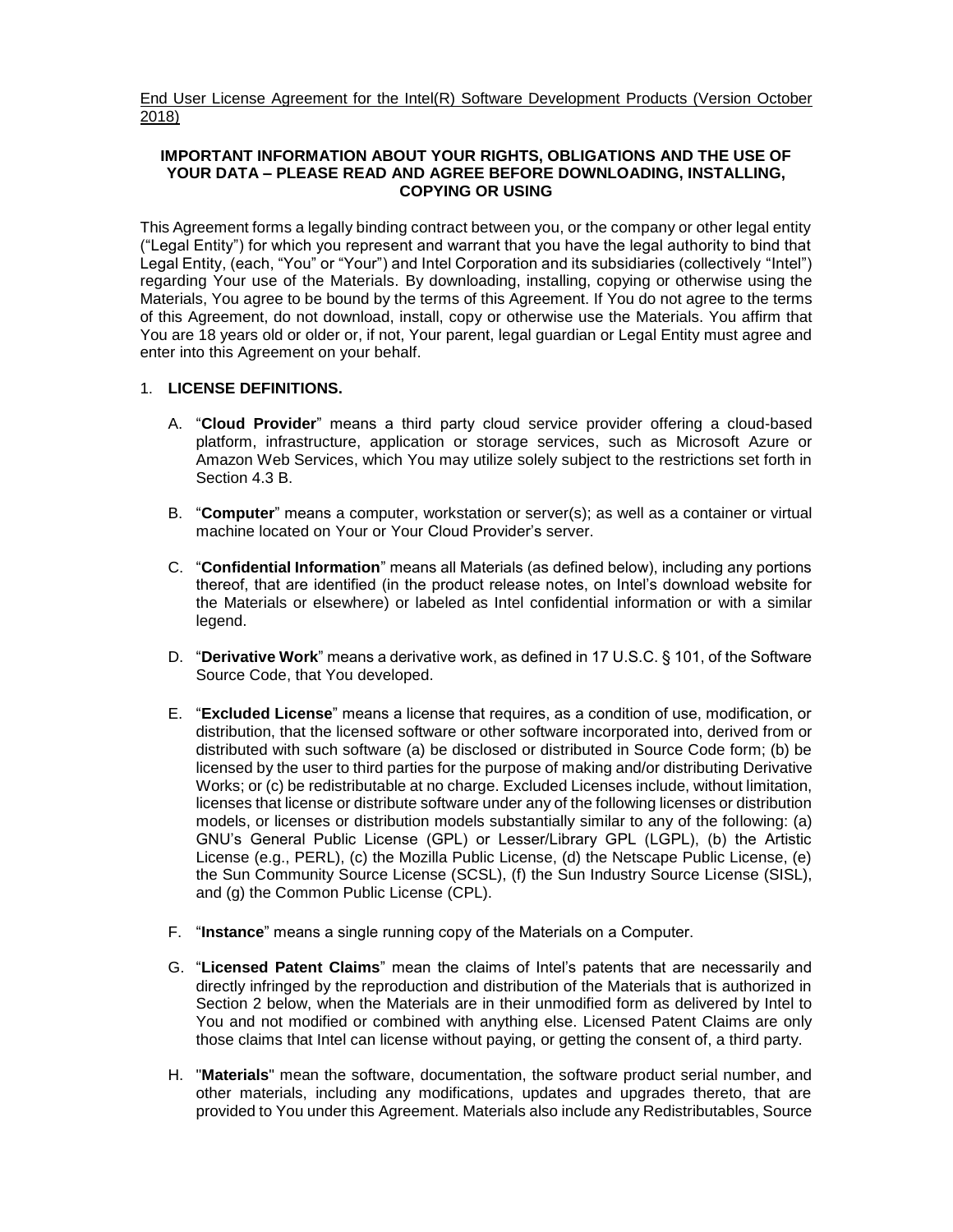End User License Agreement for the Intel(R) Software Development Products (Version October 2018)

**IMPORTANT INFORMATION ABOUT YOUR RIGHTS, OBLIGATIONS AND THE USE OF YOUR DATA – PLEASE READ AND AGREE BEFORE DOWNLOADING, INSTALLING, COPYING OR USING**

This Agreement forms a legally binding contract between you, or the company or other legal entity ("Legal Entity") for which you represent and warrant that you have the legal authority to bind that Legal Entity, (each, "You" or "Your") and Intel Corporation and its subsidiaries (collectively "Intel") regarding Your use of the Materials. By downloading, installing, copying or otherwise using the Materials, You agree to be bound by the terms of this Agreement. If You do not agree to the terms of this Agreement, do not download, install, copy or otherwise use the Materials. You affirm that You are 18 years old or older or, if not, Your parent, legal guardian or Legal Entity must agree and enter into this Agreement on your behalf.

1. **LICENSE DEFINITIONS.**

   A. "**Cloud Provider**" means a third party cloud service provider offering a cloud-based platform, infrastructure, application or storage services, such as Microsoft Azure or Amazon Web Services, which You may utilize solely subject to the restrictions set forth in Section 4.3 B.

   B. "**Computer**" means a computer, workstation or server(s); as well as a container or virtual machine located on Your or Your Cloud Provider's server.

   C. "**Confidential Information**" means all Materials (as defined below), including any portions thereof, that are identified (in the product release notes, on Intel's download website for the Materials or elsewhere) or labeled as Intel confidential information or with a similar legend.

   D. "**Derivative Work**" means a derivative work, as defined in 17 U.S.C. § 101, of the Software Source Code, that You developed.

   E. "**Excluded License**" means a license that requires, as a condition of use, modification, or distribution, that the licensed software or other software incorporated into, derived from or distributed with such software (a) be disclosed or distributed in Source Code form; (b) be licensed by the user to third parties for the purpose of making and/or distributing Derivative Works; or (c) be redistributable at no charge. Excluded Licenses include, without limitation, licenses that license or distribute software under any of the following licenses or distribution models, or licenses or distribution models substantially similar to any of the following: (a) GNU's General Public License (GPL) or Lesser/Library GPL (LGPL), (b) the Artistic License (e.g., PERL), (c) the Mozilla Public License, (d) the Netscape Public License, (e) the Sun Community Source License (SCSL), (f) the Sun Industry Source License (SISL), and (g) the Common Public License (CPL).

   F. "**Instance**" means a single running copy of the Materials on a Computer.

   G. "**Licensed Patent Claims**" mean the claims of Intel's patents that are necessarily and directly infringed by the reproduction and distribution of the Materials that is authorized in Section 2 below, when the Materials are in their unmodified form as delivered by Intel to You and not modified or combined with anything else. Licensed Patent Claims are only those claims that Intel can license without paying, or getting the consent of, a third party.

   H. "**Materials**" mean the software, documentation, the software product serial number, and other materials, including any modifications, updates and upgrades thereto, that are provided to You under this Agreement. Materials also include any Redistributables, Source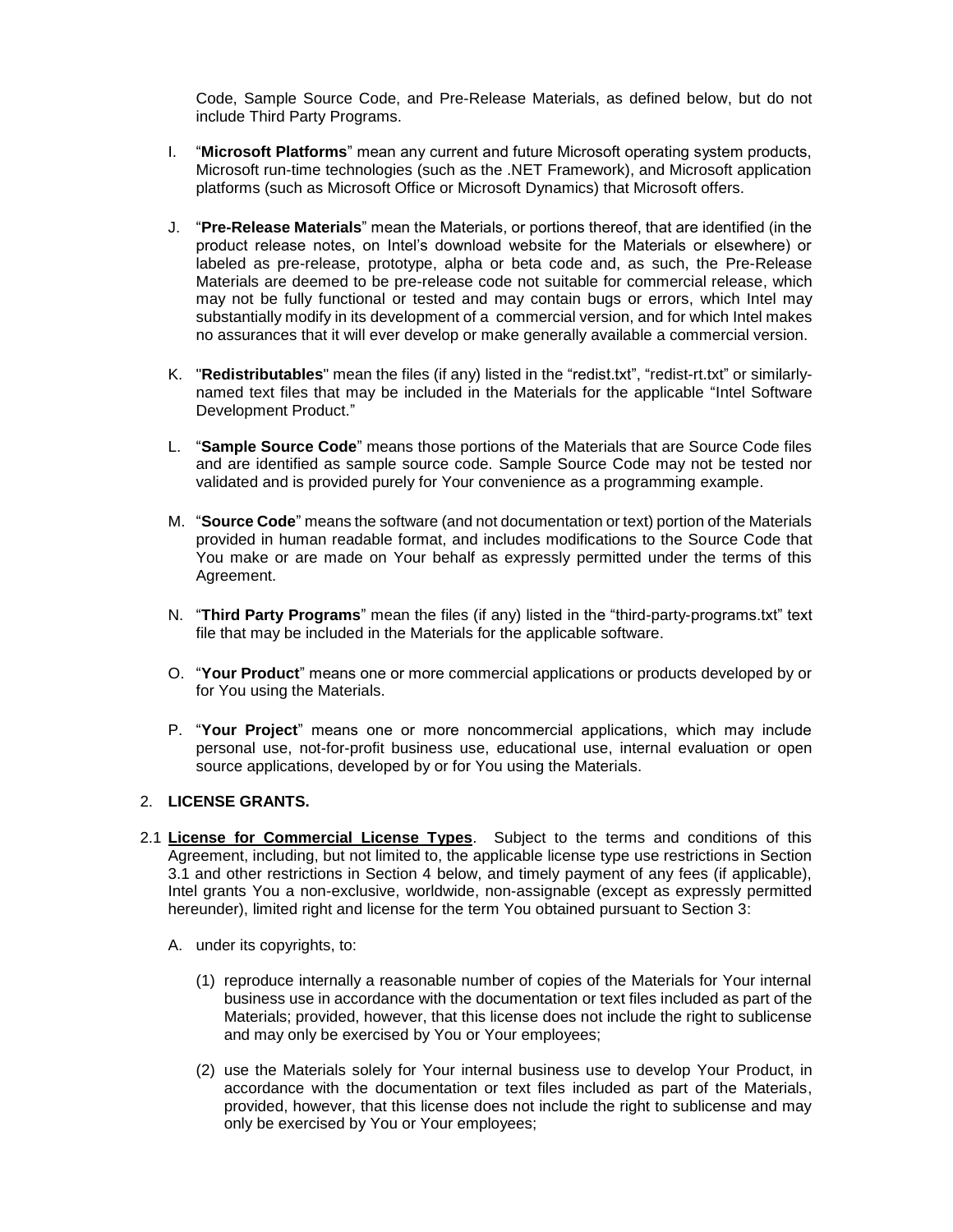Code, Sample Source Code, and Pre-Release Materials, as defined below, but do not include Third Party Programs.

I. "**Microsoft Platforms**" mean any current and future Microsoft operating system products, Microsoft run-time technologies (such as the .NET Framework), and Microsoft application platforms (such as Microsoft Office or Microsoft Dynamics) that Microsoft offers.

J. "**Pre-Release Materials**" mean the Materials, or portions thereof, that are identified (in the product release notes, on Intel's download website for the Materials or elsewhere) or labeled as pre-release, prototype, alpha or beta code and, as such, the Pre-Release Materials are deemed to be pre-release code not suitable for commercial release, which may not be fully functional or tested and may contain bugs or errors, which Intel may substantially modify in its development of a commercial version, and for which Intel makes no assurances that it will ever develop or make generally available a commercial version.

K. "**Redistributables**" mean the files (if any) listed in the "redist.txt", "redist-rt.txt" or similarly-named text files that may be included in the Materials for the applicable "Intel Software Development Product."

L. "**Sample Source Code**" means those portions of the Materials that are Source Code files and are identified as sample source code. Sample Source Code may not be tested nor validated and is provided purely for Your convenience as a programming example.

M. "**Source Code**" means the software (and not documentation or text) portion of the Materials provided in human readable format, and includes modifications to the Source Code that You make or are made on Your behalf as expressly permitted under the terms of this Agreement.

N. "**Third Party Programs**" mean the files (if any) listed in the "third-party-programs.txt" text file that may be included in the Materials for the applicable software.

O. "**Your Product**" means one or more commercial applications or products developed by or for You using the Materials.

P. "**Your Project**" means one or more noncommercial applications, which may include personal use, not-for-profit business use, educational use, internal evaluation or open source applications, developed by or for You using the Materials.

2. **LICENSE GRANTS.**

2.1 **License for Commercial License Types**. Subject to the terms and conditions of this Agreement, including, but not limited to, the applicable license type use restrictions in Section 3.1 and other restrictions in Section 4 below, and timely payment of any fees (if applicable), Intel grants You a non-exclusive, worldwide, non-assignable (except as expressly permitted hereunder), limited right and license for the term You obtained pursuant to Section 3:

A. under its copyrights, to:

(1) reproduce internally a reasonable number of copies of the Materials for Your internal business use in accordance with the documentation or text files included as part of the Materials; provided, however, that this license does not include the right to sublicense and may only be exercised by You or Your employees;

(2) use the Materials solely for Your internal business use to develop Your Product, in accordance with the documentation or text files included as part of the Materials, provided, however, that this license does not include the right to sublicense and may only be exercised by You or Your employees;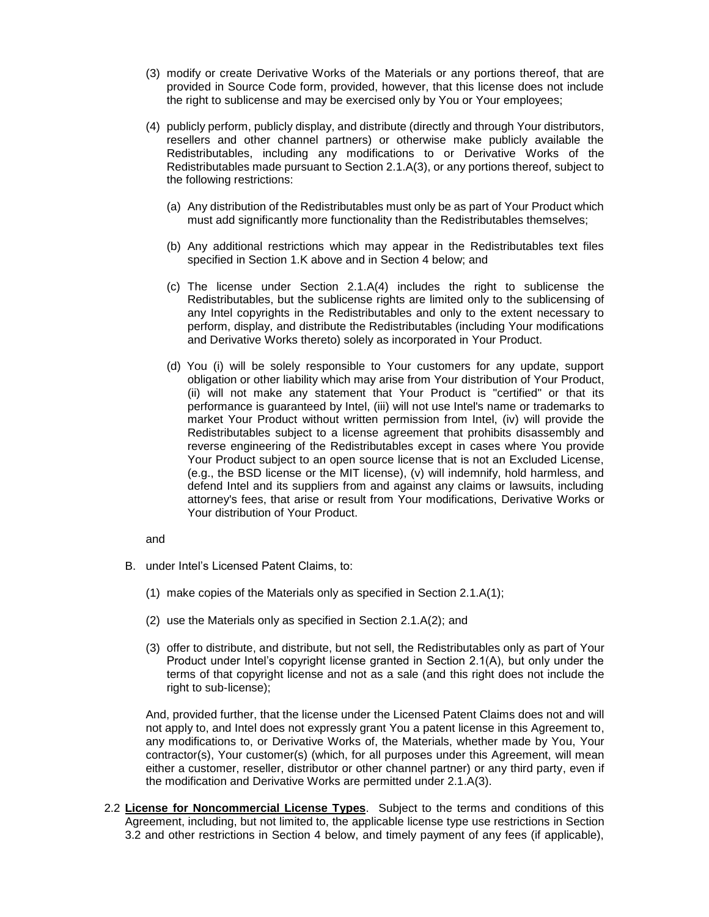(3) modify or create Derivative Works of the Materials or any portions thereof, that are provided in Source Code form, provided, however, that this license does not include the right to sublicense and may be exercised only by You or Your employees;

(4) publicly perform, publicly display, and distribute (directly and through Your distributors, resellers and other channel partners) or otherwise make publicly available the Redistributables, including any modifications to or Derivative Works of the Redistributables made pursuant to Section 2.1.A(3), or any portions thereof, subject to the following restrictions:

   (a) Any distribution of the Redistributables must only be as part of Your Product which must add significantly more functionality than the Redistributables themselves;

   (b) Any additional restrictions which may appear in the Redistributables text files specified in Section 1.K above and in Section 4 below; and

   (c) The license under Section 2.1.A(4) includes the right to sublicense the Redistributables, but the sublicense rights are limited only to the sublicensing of any Intel copyrights in the Redistributables and only to the extent necessary to perform, display, and distribute the Redistributables (including Your modifications and Derivative Works thereto) solely as incorporated in Your Product.

   (d) You (i) will be solely responsible to Your customers for any update, support obligation or other liability which may arise from Your distribution of Your Product, (ii) will not make any statement that Your Product is "certified" or that its performance is guaranteed by Intel, (iii) will not use Intel's name or trademarks to market Your Product without written permission from Intel, (iv) will provide the Redistributables subject to a license agreement that prohibits disassembly and reverse engineering of the Redistributables except in cases where You provide Your Product subject to an open source license that is not an Excluded License, (e.g., the BSD license or the MIT license), (v) will indemnify, hold harmless, and defend Intel and its suppliers from and against any claims or lawsuits, including attorney's fees, that arise or result from Your modifications, Derivative Works or Your distribution of Your Product.

and

B. under Intel's Licensed Patent Claims, to:

   (1) make copies of the Materials only as specified in Section 2.1.A(1);

   (2) use the Materials only as specified in Section 2.1.A(2); and

   (3) offer to distribute, and distribute, but not sell, the Redistributables only as part of Your Product under Intel's copyright license granted in Section 2.1(A), but only under the terms of that copyright license and not as a sale (and this right does not include the right to sub-license);

   And, provided further, that the license under the Licensed Patent Claims does not and will not apply to, and Intel does not expressly grant You a patent license in this Agreement to, any modifications to, or Derivative Works of, the Materials, whether made by You, Your contractor(s), Your customer(s) (which, for all purposes under this Agreement, will mean either a customer, reseller, distributor or other channel partner) or any third party, even if the modification and Derivative Works are permitted under 2.1.A(3).

2.2 **License for Noncommercial License Types**. Subject to the terms and conditions of this Agreement, including, but not limited to, the applicable license type use restrictions in Section 3.2 and other restrictions in Section 4 below, and timely payment of any fees (if applicable),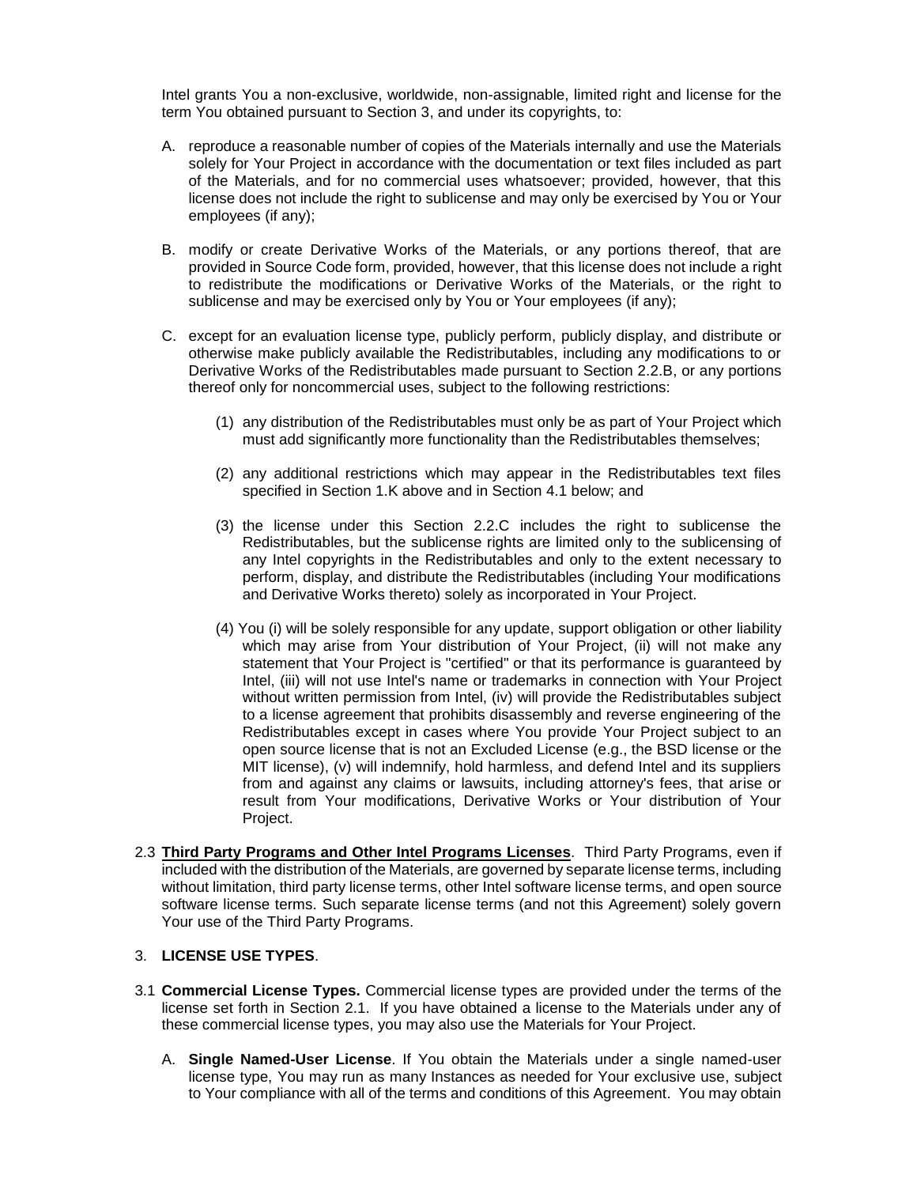Intel grants You a non-exclusive, worldwide, non-assignable, limited right and license for the term You obtained pursuant to Section 3, and under its copyrights, to:

A. reproduce a reasonable number of copies of the Materials internally and use the Materials solely for Your Project in accordance with the documentation or text files included as part of the Materials, and for no commercial uses whatsoever; provided, however, that this license does not include the right to sublicense and may only be exercised by You or Your employees (if any);

B. modify or create Derivative Works of the Materials, or any portions thereof, that are provided in Source Code form, provided, however, that this license does not include a right to redistribute the modifications or Derivative Works of the Materials, or the right to sublicense and may be exercised only by You or Your employees (if any);

C. except for an evaluation license type, publicly perform, publicly display, and distribute or otherwise make publicly available the Redistributables, including any modifications to or Derivative Works of the Redistributables made pursuant to Section 2.2.B, or any portions thereof only for noncommercial uses, subject to the following restrictions:

   (1) any distribution of the Redistributables must only be as part of Your Project which must add significantly more functionality than the Redistributables themselves;

   (2) any additional restrictions which may appear in the Redistributables text files specified in Section 1.K above and in Section 4.1 below; and

   (3) the license under this Section 2.2.C includes the right to sublicense the Redistributables, but the sublicense rights are limited only to the sublicensing of any Intel copyrights in the Redistributables and only to the extent necessary to perform, display, and distribute the Redistributables (including Your modifications and Derivative Works thereto) solely as incorporated in Your Project.

   (4) You (i) will be solely responsible for any update, support obligation or other liability which may arise from Your distribution of Your Project, (ii) will not make any statement that Your Project is "certified" or that its performance is guaranteed by Intel, (iii) will not use Intel's name or trademarks in connection with Your Project without written permission from Intel, (iv) will provide the Redistributables subject to a license agreement that prohibits disassembly and reverse engineering of the Redistributables except in cases where You provide Your Project subject to an open source license that is not an Excluded License (e.g., the BSD license or the MIT license), (v) will indemnify, hold harmless, and defend Intel and its suppliers from and against any claims or lawsuits, including attorney's fees, that arise or result from Your modifications, Derivative Works or Your distribution of Your Project.

2.3 **<u>Third Party Programs and Other Intel Programs Licenses</u>**. Third Party Programs, even if included with the distribution of the Materials, are governed by separate license terms, including without limitation, third party license terms, other Intel software license terms, and open source software license terms. Such separate license terms (and not this Agreement) solely govern Your use of the Third Party Programs.

3. **LICENSE USE TYPES**.

3.1 **Commercial License Types.** Commercial license types are provided under the terms of the license set forth in Section 2.1. If you have obtained a license to the Materials under any of these commercial license types, you may also use the Materials for Your Project.

A. **Single Named-User License**. If You obtain the Materials under a single named-user license type, You may run as many Instances as needed for Your exclusive use, subject to Your compliance with all of the terms and conditions of this Agreement. You may obtain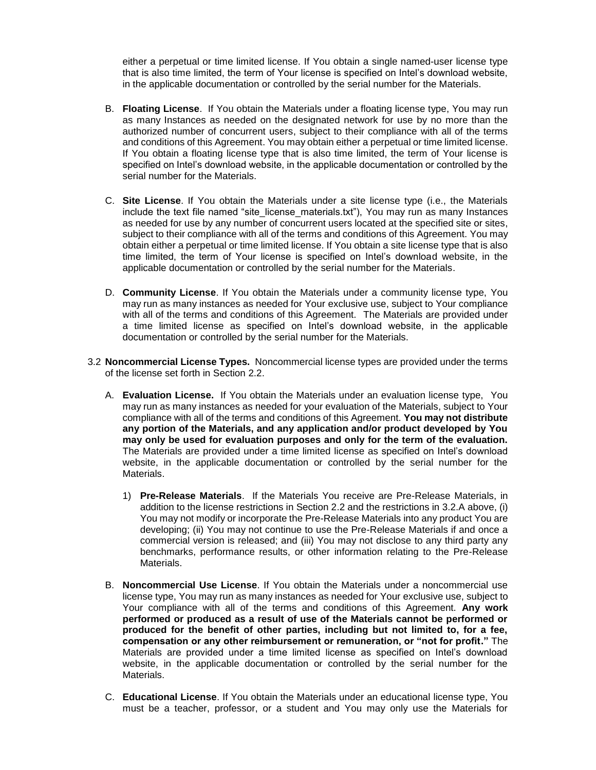either a perpetual or time limited license. If You obtain a single named-user license type that is also time limited, the term of Your license is specified on Intel's download website, in the applicable documentation or controlled by the serial number for the Materials.

B. **Floating License**. If You obtain the Materials under a floating license type, You may run as many Instances as needed on the designated network for use by no more than the authorized number of concurrent users, subject to their compliance with all of the terms and conditions of this Agreement. You may obtain either a perpetual or time limited license. If You obtain a floating license type that is also time limited, the term of Your license is specified on Intel's download website, in the applicable documentation or controlled by the serial number for the Materials.

C. **Site License**. If You obtain the Materials under a site license type (i.e., the Materials include the text file named "site_license_materials.txt"), You may run as many Instances as needed for use by any number of concurrent users located at the specified site or sites, subject to their compliance with all of the terms and conditions of this Agreement. You may obtain either a perpetual or time limited license. If You obtain a site license type that is also time limited, the term of Your license is specified on Intel's download website, in the applicable documentation or controlled by the serial number for the Materials.

D. **Community License**. If You obtain the Materials under a community license type, You may run as many instances as needed for Your exclusive use, subject to Your compliance with all of the terms and conditions of this Agreement. The Materials are provided under a time limited license as specified on Intel's download website, in the applicable documentation or controlled by the serial number for the Materials.

3.2 **Noncommercial License Types.** Noncommercial license types are provided under the terms of the license set forth in Section 2.2.

A. **Evaluation License.** If You obtain the Materials under an evaluation license type, You may run as many instances as needed for your evaluation of the Materials, subject to Your compliance with all of the terms and conditions of this Agreement. **You may not distribute any portion of the Materials, and any application and/or product developed by You may only be used for evaluation purposes and only for the term of the evaluation.** The Materials are provided under a time limited license as specified on Intel's download website, in the applicable documentation or controlled by the serial number for the Materials.

1) **Pre-Release Materials**. If the Materials You receive are Pre-Release Materials, in addition to the license restrictions in Section 2.2 and the restrictions in 3.2.A above, (i) You may not modify or incorporate the Pre-Release Materials into any product You are developing; (ii) You may not continue to use the Pre-Release Materials if and once a commercial version is released; and (iii) You may not disclose to any third party any benchmarks, performance results, or other information relating to the Pre-Release Materials.

B. **Noncommercial Use License**. If You obtain the Materials under a noncommercial use license type, You may run as many instances as needed for Your exclusive use, subject to Your compliance with all of the terms and conditions of this Agreement. **Any work performed or produced as a result of use of the Materials cannot be performed or produced for the benefit of other parties, including but not limited to, for a fee, compensation or any other reimbursement or remuneration, or "not for profit."** The Materials are provided under a time limited license as specified on Intel's download website, in the applicable documentation or controlled by the serial number for the Materials.

C. **Educational License**. If You obtain the Materials under an educational license type, You must be a teacher, professor, or a student and You may only use the Materials for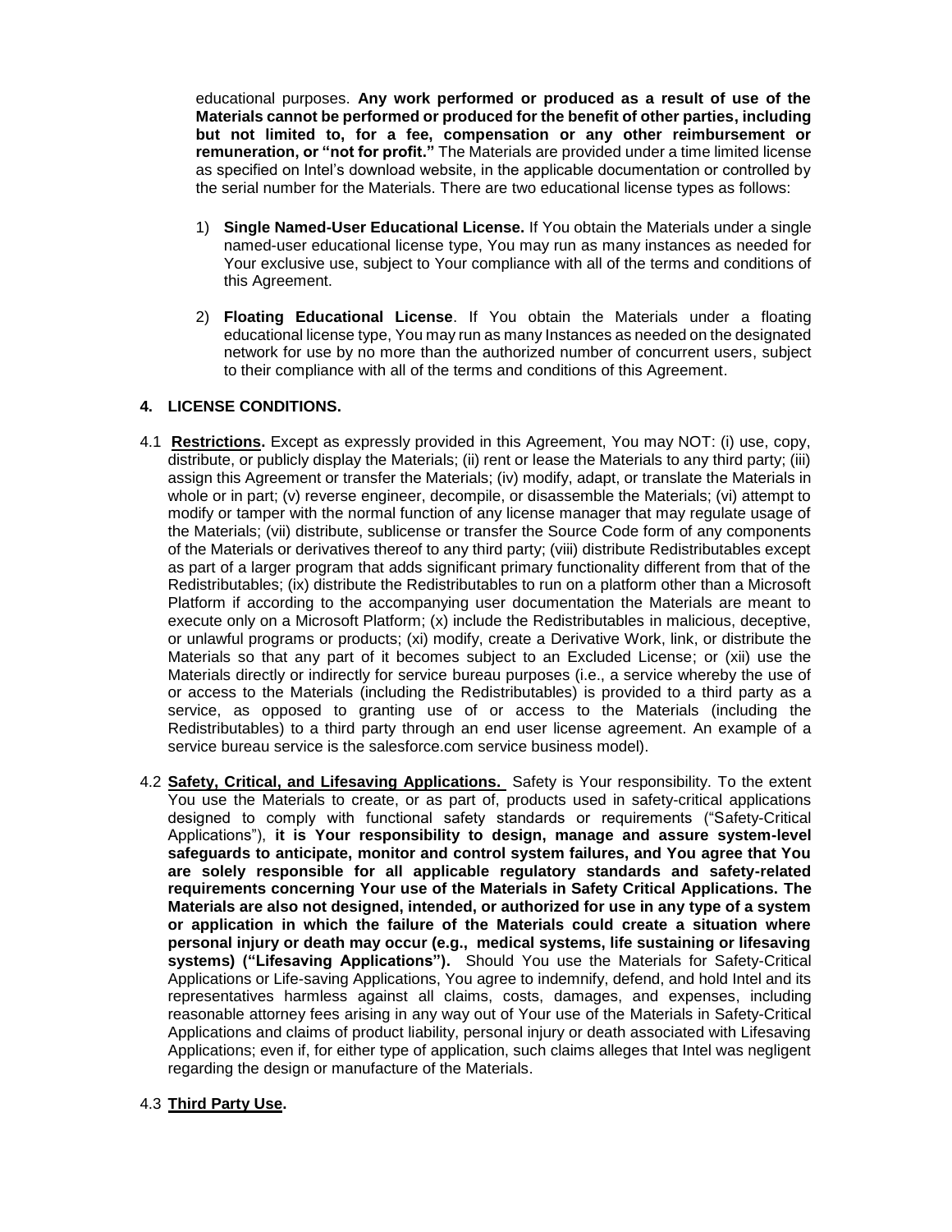educational purposes. **Any work performed or produced as a result of use of the Materials cannot be performed or produced for the benefit of other parties, including but not limited to, for a fee, compensation or any other reimbursement or remuneration, or "not for profit."** The Materials are provided under a time limited license as specified on Intel's download website, in the applicable documentation or controlled by the serial number for the Materials. There are two educational license types as follows:

1) **Single Named-User Educational License.** If You obtain the Materials under a single named-user educational license type, You may run as many instances as needed for Your exclusive use, subject to Your compliance with all of the terms and conditions of this Agreement.

2) **Floating Educational License**. If You obtain the Materials under a floating educational license type, You may run as many Instances as needed on the designated network for use by no more than the authorized number of concurrent users, subject to their compliance with all of the terms and conditions of this Agreement.

### 4. LICENSE CONDITIONS.

4.1 **Restrictions.** Except as expressly provided in this Agreement, You may NOT: (i) use, copy, distribute, or publicly display the Materials; (ii) rent or lease the Materials to any third party; (iii) assign this Agreement or transfer the Materials; (iv) modify, adapt, or translate the Materials in whole or in part; (v) reverse engineer, decompile, or disassemble the Materials; (vi) attempt to modify or tamper with the normal function of any license manager that may regulate usage of the Materials; (vii) distribute, sublicense or transfer the Source Code form of any components of the Materials or derivatives thereof to any third party; (viii) distribute Redistributables except as part of a larger program that adds significant primary functionality different from that of the Redistributables; (ix) distribute the Redistributables to run on a platform other than a Microsoft Platform if according to the accompanying user documentation the Materials are meant to execute only on a Microsoft Platform; (x) include the Redistributables in malicious, deceptive, or unlawful programs or products; (xi) modify, create a Derivative Work, link, or distribute the Materials so that any part of it becomes subject to an Excluded License; or (xii) use the Materials directly or indirectly for service bureau purposes (i.e., a service whereby the use of or access to the Materials (including the Redistributables) is provided to a third party as a service, as opposed to granting use of or access to the Materials (including the Redistributables) to a third party through an end user license agreement. An example of a service bureau service is the salesforce.com service business model).

4.2 **Safety, Critical, and Lifesaving Applications.** Safety is Your responsibility. To the extent You use the Materials to create, or as part of, products used in safety-critical applications designed to comply with functional safety standards or requirements ("Safety-Critical Applications"), **it is Your responsibility to design, manage and assure system-level safeguards to anticipate, monitor and control system failures, and You agree that You are solely responsible for all applicable regulatory standards and safety-related requirements concerning Your use of the Materials in Safety Critical Applications. The Materials are also not designed, intended, or authorized for use in any type of a system or application in which the failure of the Materials could create a situation where personal injury or death may occur (e.g., medical systems, life sustaining or lifesaving systems) ("Lifesaving Applications").** Should You use the Materials for Safety-Critical Applications or Life-saving Applications, You agree to indemnify, defend, and hold Intel and its representatives harmless against all claims, costs, damages, and expenses, including reasonable attorney fees arising in any way out of Your use of the Materials in Safety-Critical Applications and claims of product liability, personal injury or death associated with Lifesaving Applications; even if, for either type of application, such claims alleges that Intel was negligent regarding the design or manufacture of the Materials.

4.3 **Third Party Use.**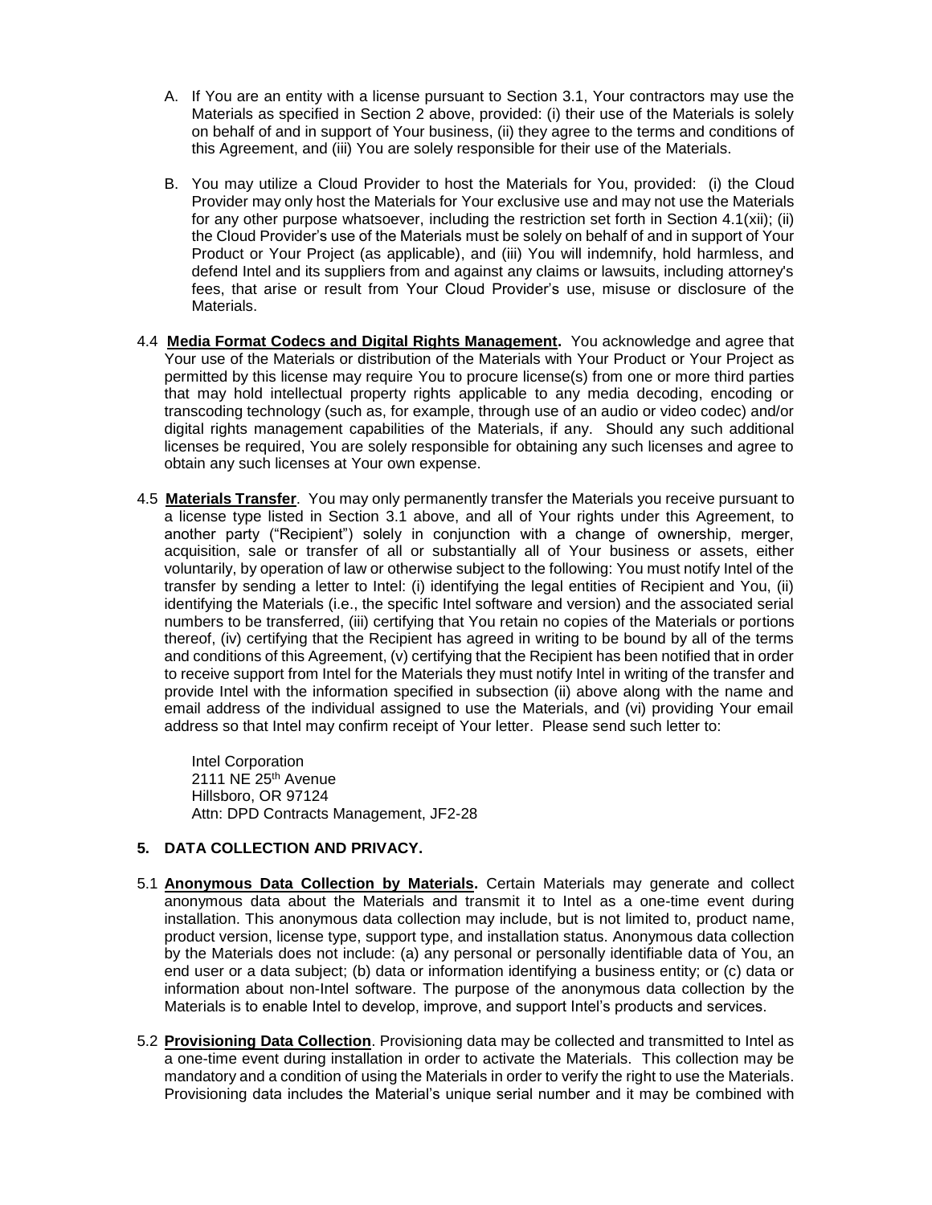A. If You are an entity with a license pursuant to Section 3.1, Your contractors may use the Materials as specified in Section 2 above, provided: (i) their use of the Materials is solely on behalf of and in support of Your business, (ii) they agree to the terms and conditions of this Agreement, and (iii) You are solely responsible for their use of the Materials.

B. You may utilize a Cloud Provider to host the Materials for You, provided: (i) the Cloud Provider may only host the Materials for Your exclusive use and may not use the Materials for any other purpose whatsoever, including the restriction set forth in Section 4.1(xii); (ii) the Cloud Provider's use of the Materials must be solely on behalf of and in support of Your Product or Your Project (as applicable), and (iii) You will indemnify, hold harmless, and defend Intel and its suppliers from and against any claims or lawsuits, including attorney's fees, that arise or result from Your Cloud Provider's use, misuse or disclosure of the Materials.

4.4 **Media Format Codecs and Digital Rights Management.** You acknowledge and agree that Your use of the Materials or distribution of the Materials with Your Product or Your Project as permitted by this license may require You to procure license(s) from one or more third parties that may hold intellectual property rights applicable to any media decoding, encoding or transcoding technology (such as, for example, through use of an audio or video codec) and/or digital rights management capabilities of the Materials, if any. Should any such additional licenses be required, You are solely responsible for obtaining any such licenses and agree to obtain any such licenses at Your own expense.

4.5 **Materials Transfer**. You may only permanently transfer the Materials you receive pursuant to a license type listed in Section 3.1 above, and all of Your rights under this Agreement, to another party ("Recipient") solely in conjunction with a change of ownership, merger, acquisition, sale or transfer of all or substantially all of Your business or assets, either voluntarily, by operation of law or otherwise subject to the following: You must notify Intel of the transfer by sending a letter to Intel: (i) identifying the legal entities of Recipient and You, (ii) identifying the Materials (i.e., the specific Intel software and version) and the associated serial numbers to be transferred, (iii) certifying that You retain no copies of the Materials or portions thereof, (iv) certifying that the Recipient has agreed in writing to be bound by all of the terms and conditions of this Agreement, (v) certifying that the Recipient has been notified that in order to receive support from Intel for the Materials they must notify Intel in writing of the transfer and provide Intel with the information specified in subsection (ii) above along with the name and email address of the individual assigned to use the Materials, and (vi) providing Your email address so that Intel may confirm receipt of Your letter. Please send such letter to:

Intel Corporation
2111 NE 25th Avenue
Hillsboro, OR 97124
Attn: DPD Contracts Management, JF2-28

## 5. DATA COLLECTION AND PRIVACY.

5.1 **Anonymous Data Collection by Materials.** Certain Materials may generate and collect anonymous data about the Materials and transmit it to Intel as a one-time event during installation. This anonymous data collection may include, but is not limited to, product name, product version, license type, support type, and installation status. Anonymous data collection by the Materials does not include: (a) any personal or personally identifiable data of You, an end user or a data subject; (b) data or information identifying a business entity; or (c) data or information about non-Intel software. The purpose of the anonymous data collection by the Materials is to enable Intel to develop, improve, and support Intel's products and services.

5.2 **Provisioning Data Collection**. Provisioning data may be collected and transmitted to Intel as a one-time event during installation in order to activate the Materials. This collection may be mandatory and a condition of using the Materials in order to verify the right to use the Materials. Provisioning data includes the Material's unique serial number and it may be combined with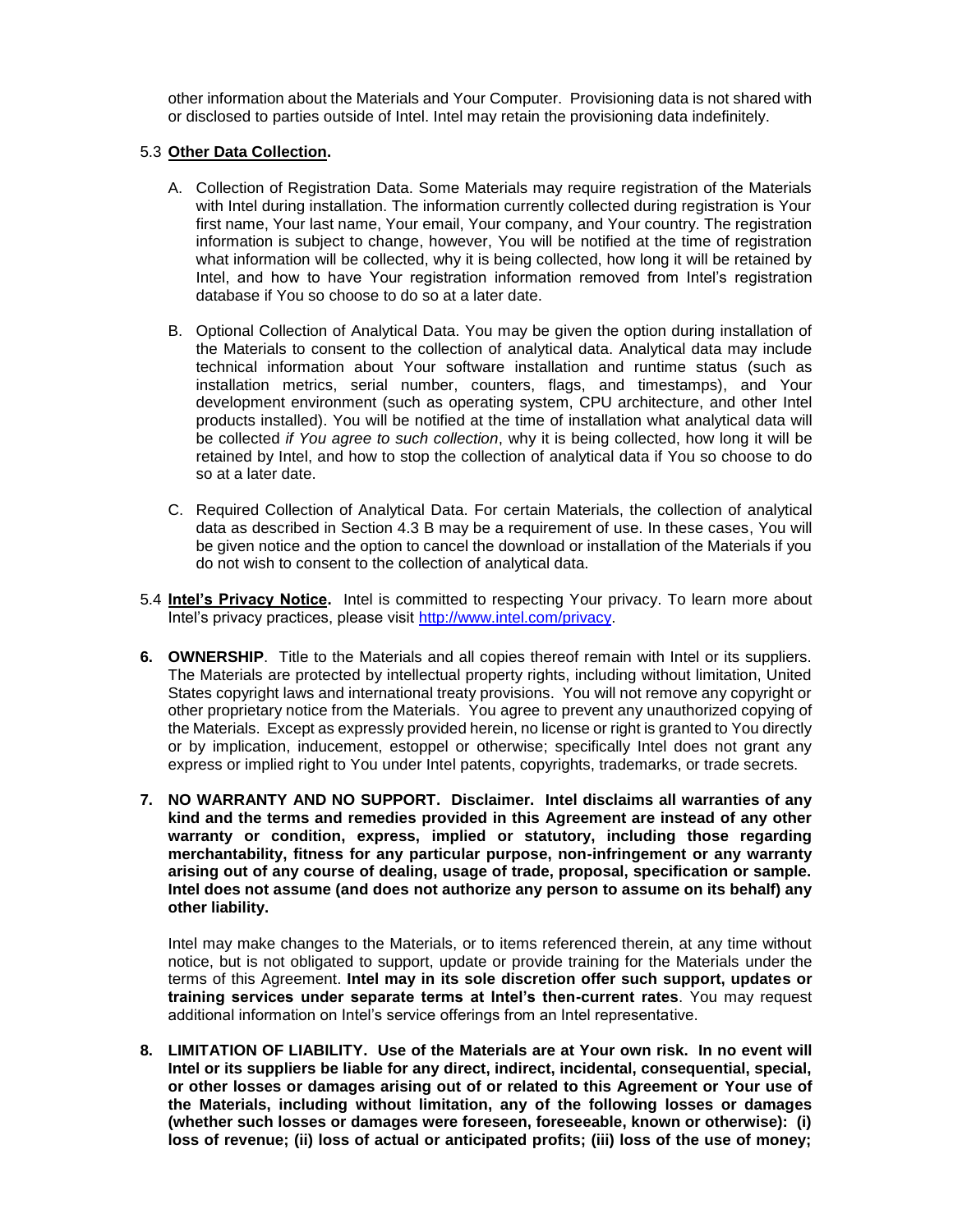other information about the Materials and Your Computer. Provisioning data is not shared with or disclosed to parties outside of Intel. Intel may retain the provisioning data indefinitely.

5.3 **Other Data Collection.**

A. Collection of Registration Data. Some Materials may require registration of the Materials with Intel during installation. The information currently collected during registration is Your first name, Your last name, Your email, Your company, and Your country. The registration information is subject to change, however, You will be notified at the time of registration what information will be collected, why it is being collected, how long it will be retained by Intel, and how to have Your registration information removed from Intel's registration database if You so choose to do so at a later date.

B. Optional Collection of Analytical Data. You may be given the option during installation of the Materials to consent to the collection of analytical data. Analytical data may include technical information about Your software installation and runtime status (such as installation metrics, serial number, counters, flags, and timestamps), and Your development environment (such as operating system, CPU architecture, and other Intel products installed). You will be notified at the time of installation what analytical data will be collected *if You agree to such collection*, why it is being collected, how long it will be retained by Intel, and how to stop the collection of analytical data if You so choose to do so at a later date.

C. Required Collection of Analytical Data. For certain Materials, the collection of analytical data as described in Section 4.3 B may be a requirement of use. In these cases, You will be given notice and the option to cancel the download or installation of the Materials if you do not wish to consent to the collection of analytical data.

5.4 **Intel's Privacy Notice.** Intel is committed to respecting Your privacy. To learn more about Intel's privacy practices, please visit [http://www.intel.com/privacy](http://www.intel.com/privacy).

**6. OWNERSHIP**. Title to the Materials and all copies thereof remain with Intel or its suppliers. The Materials are protected by intellectual property rights, including without limitation, United States copyright laws and international treaty provisions. You will not remove any copyright or other proprietary notice from the Materials. You agree to prevent any unauthorized copying of the Materials. Except as expressly provided herein, no license or right is granted to You directly or by implication, inducement, estoppel or otherwise; specifically Intel does not grant any express or implied right to You under Intel patents, copyrights, trademarks, or trade secrets.

**7. NO WARRANTY AND NO SUPPORT. Disclaimer. Intel disclaims all warranties of any kind and the terms and remedies provided in this Agreement are instead of any other warranty or condition, express, implied or statutory, including those regarding merchantability, fitness for any particular purpose, non-infringement or any warranty arising out of any course of dealing, usage of trade, proposal, specification or sample. Intel does not assume (and does not authorize any person to assume on its behalf) any other liability.**

Intel may make changes to the Materials, or to items referenced therein, at any time without notice, but is not obligated to support, update or provide training for the Materials under the terms of this Agreement. **Intel may in its sole discretion offer such support, updates or training services under separate terms at Intel's then-current rates**. You may request additional information on Intel's service offerings from an Intel representative.

**8. LIMITATION OF LIABILITY. Use of the Materials are at Your own risk. In no event will Intel or its suppliers be liable for any direct, indirect, incidental, consequential, special, or other losses or damages arising out of or related to this Agreement or Your use of the Materials, including without limitation, any of the following losses or damages (whether such losses or damages were foreseen, foreseeable, known or otherwise): (i) loss of revenue; (ii) loss of actual or anticipated profits; (iii) loss of the use of money;**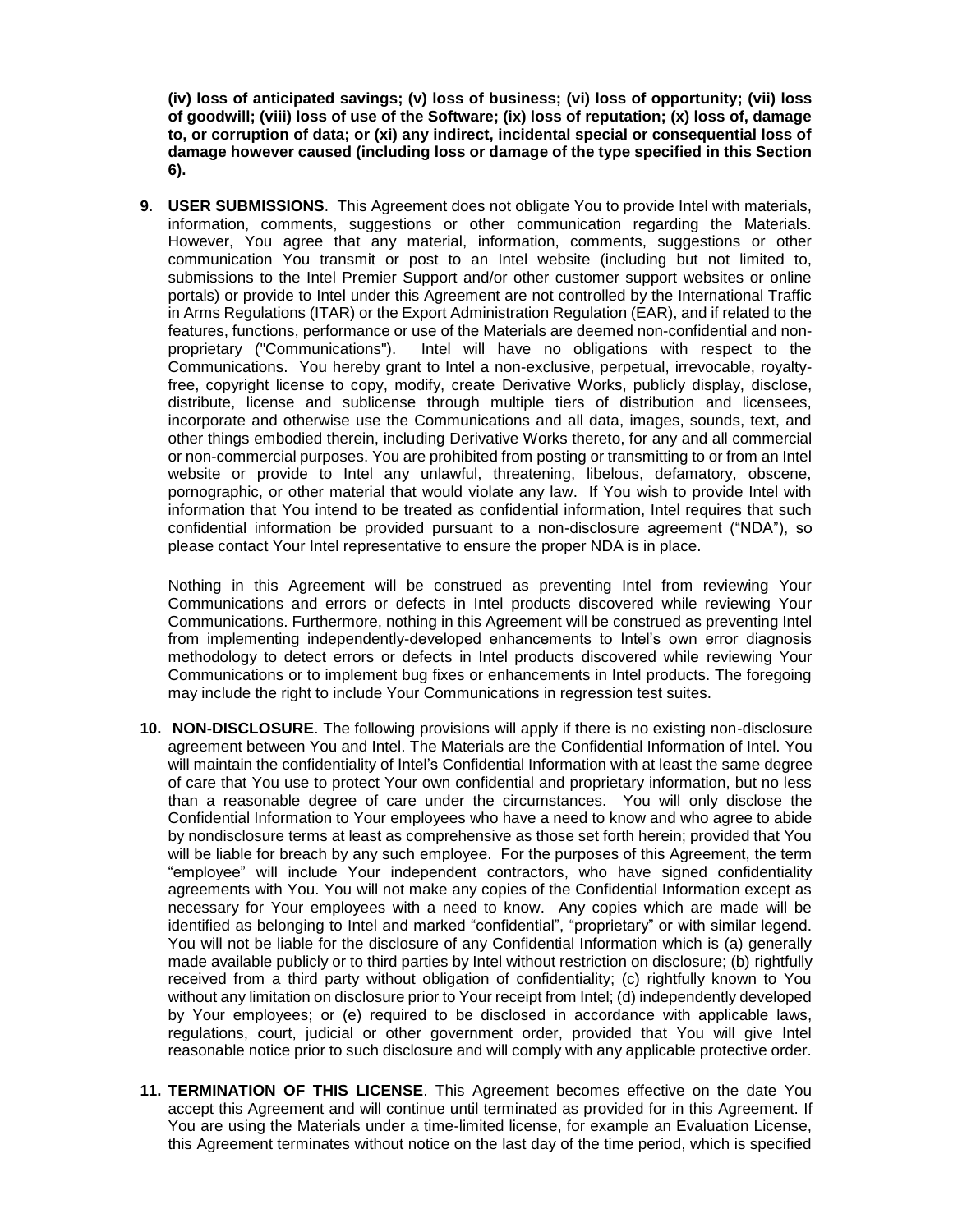**(iv) loss of anticipated savings; (v) loss of business; (vi) loss of opportunity; (vii) loss of goodwill; (viii) loss of use of the Software; (ix) loss of reputation; (x) loss of, damage to, or corruption of data; or (xi) any indirect, incidental special or consequential loss of damage however caused (including loss or damage of the type specified in this Section 6).**

9. **USER SUBMISSIONS**. This Agreement does not obligate You to provide Intel with materials, information, comments, suggestions or other communication regarding the Materials. However, You agree that any material, information, comments, suggestions or other communication You transmit or post to an Intel website (including but not limited to, submissions to the Intel Premier Support and/or other customer support websites or online portals) or provide to Intel under this Agreement are not controlled by the International Traffic in Arms Regulations (ITAR) or the Export Administration Regulation (EAR), and if related to the features, functions, performance or use of the Materials are deemed non-confidential and non-proprietary ("Communications"). Intel will have no obligations with respect to the Communications. You hereby grant to Intel a non-exclusive, perpetual, irrevocable, royalty-free, copyright license to copy, modify, create Derivative Works, publicly display, disclose, distribute, license and sublicense through multiple tiers of distribution and licensees, incorporate and otherwise use the Communications and all data, images, sounds, text, and other things embodied therein, including Derivative Works thereto, for any and all commercial or non-commercial purposes. You are prohibited from posting or transmitting to or from an Intel website or provide to Intel any unlawful, threatening, libelous, defamatory, obscene, pornographic, or other material that would violate any law. If You wish to provide Intel with information that You intend to be treated as confidential information, Intel requires that such confidential information be provided pursuant to a non-disclosure agreement ("NDA"), so please contact Your Intel representative to ensure the proper NDA is in place.

   Nothing in this Agreement will be construed as preventing Intel from reviewing Your Communications and errors or defects in Intel products discovered while reviewing Your Communications. Furthermore, nothing in this Agreement will be construed as preventing Intel from implementing independently-developed enhancements to Intel's own error diagnosis methodology to detect errors or defects in Intel products discovered while reviewing Your Communications or to implement bug fixes or enhancements in Intel products. The foregoing may include the right to include Your Communications in regression test suites.

10. **NON-DISCLOSURE**. The following provisions will apply if there is no existing non-disclosure agreement between You and Intel. The Materials are the Confidential Information of Intel. You will maintain the confidentiality of Intel's Confidential Information with at least the same degree of care that You use to protect Your own confidential and proprietary information, but no less than a reasonable degree of care under the circumstances. You will only disclose the Confidential Information to Your employees who have a need to know and who agree to abide by nondisclosure terms at least as comprehensive as those set forth herein; provided that You will be liable for breach by any such employee. For the purposes of this Agreement, the term "employee" will include Your independent contractors, who have signed confidentiality agreements with You. You will not make any copies of the Confidential Information except as necessary for Your employees with a need to know. Any copies which are made will be identified as belonging to Intel and marked "confidential", "proprietary" or with similar legend. You will not be liable for the disclosure of any Confidential Information which is (a) generally made available publicly or to third parties by Intel without restriction on disclosure; (b) rightfully received from a third party without obligation of confidentiality; (c) rightfully known to You without any limitation on disclosure prior to Your receipt from Intel; (d) independently developed by Your employees; or (e) required to be disclosed in accordance with applicable laws, regulations, court, judicial or other government order, provided that You will give Intel reasonable notice prior to such disclosure and will comply with any applicable protective order.

11. **TERMINATION OF THIS LICENSE**. This Agreement becomes effective on the date You accept this Agreement and will continue until terminated as provided for in this Agreement. If You are using the Materials under a time-limited license, for example an Evaluation License, this Agreement terminates without notice on the last day of the time period, which is specified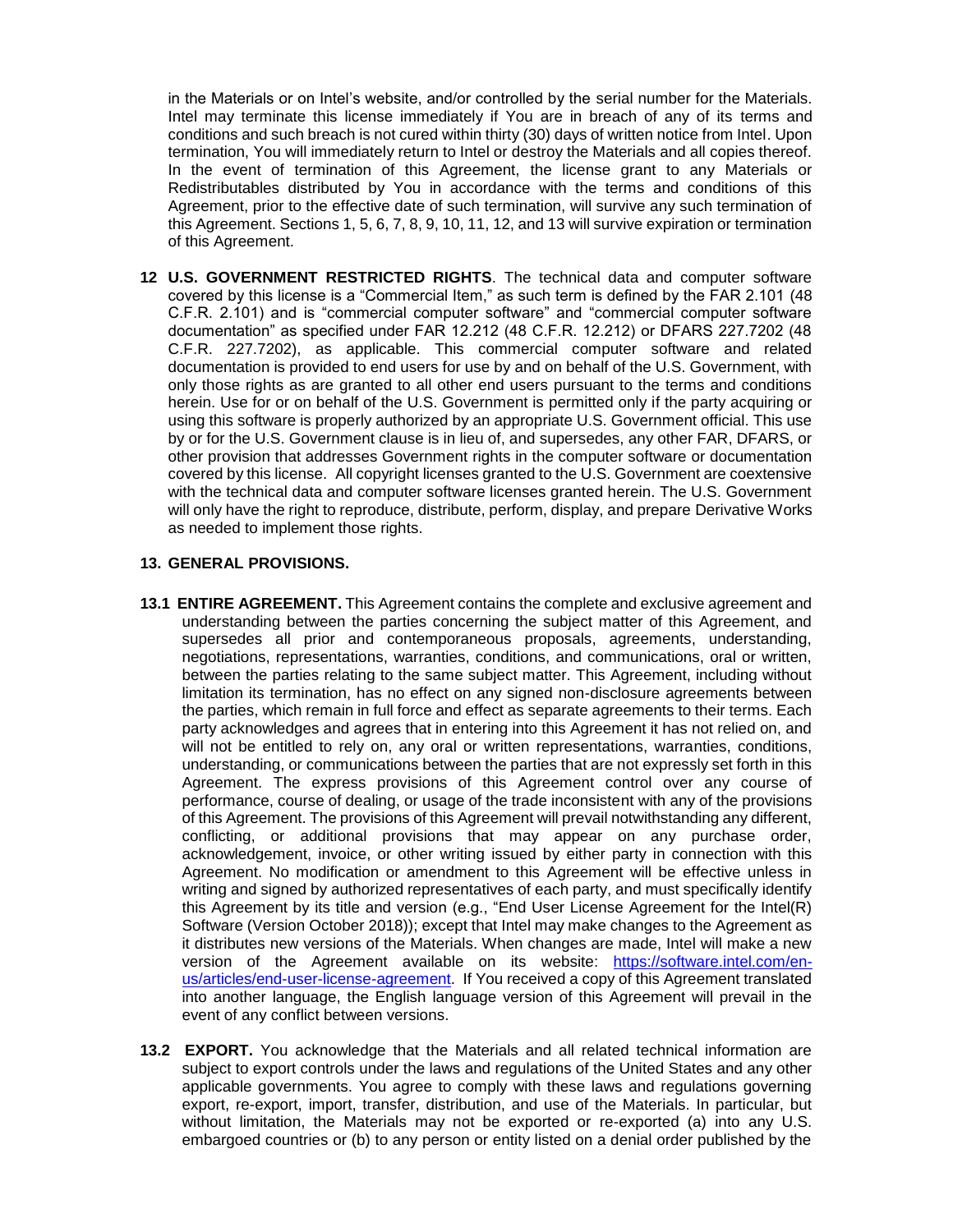in the Materials or on Intel's website, and/or controlled by the serial number for the Materials. Intel may terminate this license immediately if You are in breach of any of its terms and conditions and such breach is not cured within thirty (30) days of written notice from Intel. Upon termination, You will immediately return to Intel or destroy the Materials and all copies thereof. In the event of termination of this Agreement, the license grant to any Materials or Redistributables distributed by You in accordance with the terms and conditions of this Agreement, prior to the effective date of such termination, will survive any such termination of this Agreement. Sections 1, 5, 6, 7, 8, 9, 10, 11, 12, and 13 will survive expiration or termination of this Agreement.

**12 U.S. GOVERNMENT RESTRICTED RIGHTS**. The technical data and computer software covered by this license is a "Commercial Item," as such term is defined by the FAR 2.101 (48 C.F.R. 2.101) and is "commercial computer software" and "commercial computer software documentation" as specified under FAR 12.212 (48 C.F.R. 12.212) or DFARS 227.7202 (48 C.F.R. 227.7202), as applicable. This commercial computer software and related documentation is provided to end users for use by and on behalf of the U.S. Government, with only those rights as are granted to all other end users pursuant to the terms and conditions herein. Use for or on behalf of the U.S. Government is permitted only if the party acquiring or using this software is properly authorized by an appropriate U.S. Government official. This use by or for the U.S. Government clause is in lieu of, and supersedes, any other FAR, DFARS, or other provision that addresses Government rights in the computer software or documentation covered by this license. All copyright licenses granted to the U.S. Government are coextensive with the technical data and computer software licenses granted herein. The U.S. Government will only have the right to reproduce, distribute, perform, display, and prepare Derivative Works as needed to implement those rights.

**13. GENERAL PROVISIONS.**

**13.1 ENTIRE AGREEMENT.** This Agreement contains the complete and exclusive agreement and understanding between the parties concerning the subject matter of this Agreement, and supersedes all prior and contemporaneous proposals, agreements, understanding, negotiations, representations, warranties, conditions, and communications, oral or written, between the parties relating to the same subject matter. This Agreement, including without limitation its termination, has no effect on any signed non-disclosure agreements between the parties, which remain in full force and effect as separate agreements to their terms. Each party acknowledges and agrees that in entering into this Agreement it has not relied on, and will not be entitled to rely on, any oral or written representations, warranties, conditions, understanding, or communications between the parties that are not expressly set forth in this Agreement. The express provisions of this Agreement control over any course of performance, course of dealing, or usage of the trade inconsistent with any of the provisions of this Agreement. The provisions of this Agreement will prevail notwithstanding any different, conflicting, or additional provisions that may appear on any purchase order, acknowledgement, invoice, or other writing issued by either party in connection with this Agreement. No modification or amendment to this Agreement will be effective unless in writing and signed by authorized representatives of each party, and must specifically identify this Agreement by its title and version (e.g., "End User License Agreement for the Intel(R) Software (Version October 2018)); except that Intel may make changes to the Agreement as it distributes new versions of the Materials. When changes are made, Intel will make a new version of the Agreement available on its website: [https://software.intel.com/en-us/articles/end-user-license-agreement](https://software.intel.com/en-us/articles/end-user-license-agreement). If You received a copy of this Agreement translated into another language, the English language version of this Agreement will prevail in the event of any conflict between versions.

**13.2 EXPORT.** You acknowledge that the Materials and all related technical information are subject to export controls under the laws and regulations of the United States and any other applicable governments. You agree to comply with these laws and regulations governing export, re-export, import, transfer, distribution, and use of the Materials. In particular, but without limitation, the Materials may not be exported or re-exported (a) into any U.S. embargoed countries or (b) to any person or entity listed on a denial order published by the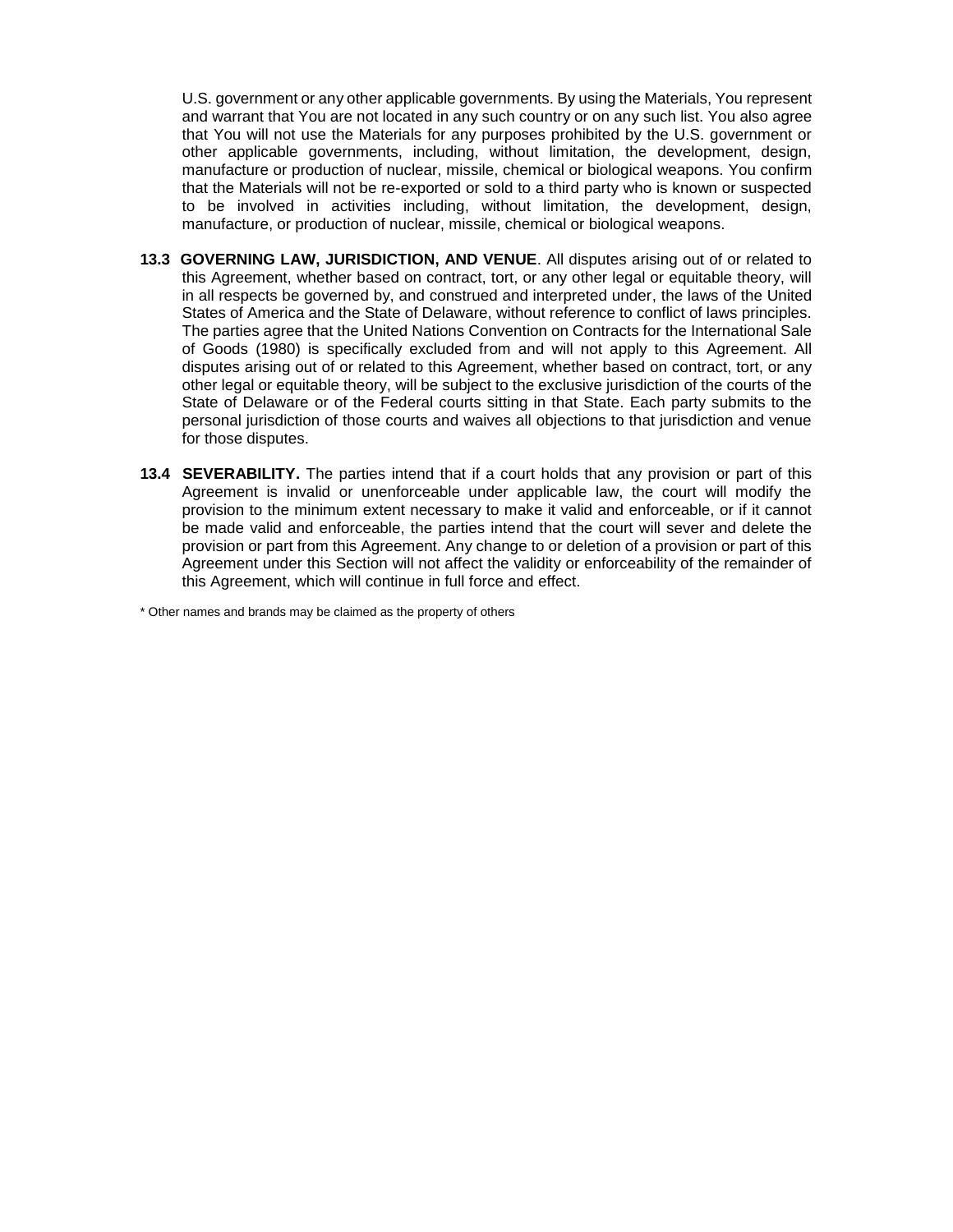U.S. government or any other applicable governments. By using the Materials, You represent and warrant that You are not located in any such country or on any such list. You also agree that You will not use the Materials for any purposes prohibited by the U.S. government or other applicable governments, including, without limitation, the development, design, manufacture or production of nuclear, missile, chemical or biological weapons. You confirm that the Materials will not be re-exported or sold to a third party who is known or suspected to be involved in activities including, without limitation, the development, design, manufacture, or production of nuclear, missile, chemical or biological weapons.

**13.3 GOVERNING LAW, JURISDICTION, AND VENUE**. All disputes arising out of or related to this Agreement, whether based on contract, tort, or any other legal or equitable theory, will in all respects be governed by, and construed and interpreted under, the laws of the United States of America and the State of Delaware, without reference to conflict of laws principles. The parties agree that the United Nations Convention on Contracts for the International Sale of Goods (1980) is specifically excluded from and will not apply to this Agreement. All disputes arising out of or related to this Agreement, whether based on contract, tort, or any other legal or equitable theory, will be subject to the exclusive jurisdiction of the courts of the State of Delaware or of the Federal courts sitting in that State. Each party submits to the personal jurisdiction of those courts and waives all objections to that jurisdiction and venue for those disputes.

**13.4 SEVERABILITY.** The parties intend that if a court holds that any provision or part of this Agreement is invalid or unenforceable under applicable law, the court will modify the provision to the minimum extent necessary to make it valid and enforceable, or if it cannot be made valid and enforceable, the parties intend that the court will sever and delete the provision or part from this Agreement. Any change to or deletion of a provision or part of this Agreement under this Section will not affect the validity or enforceability of the remainder of this Agreement, which will continue in full force and effect.

* Other names and brands may be claimed as the property of others